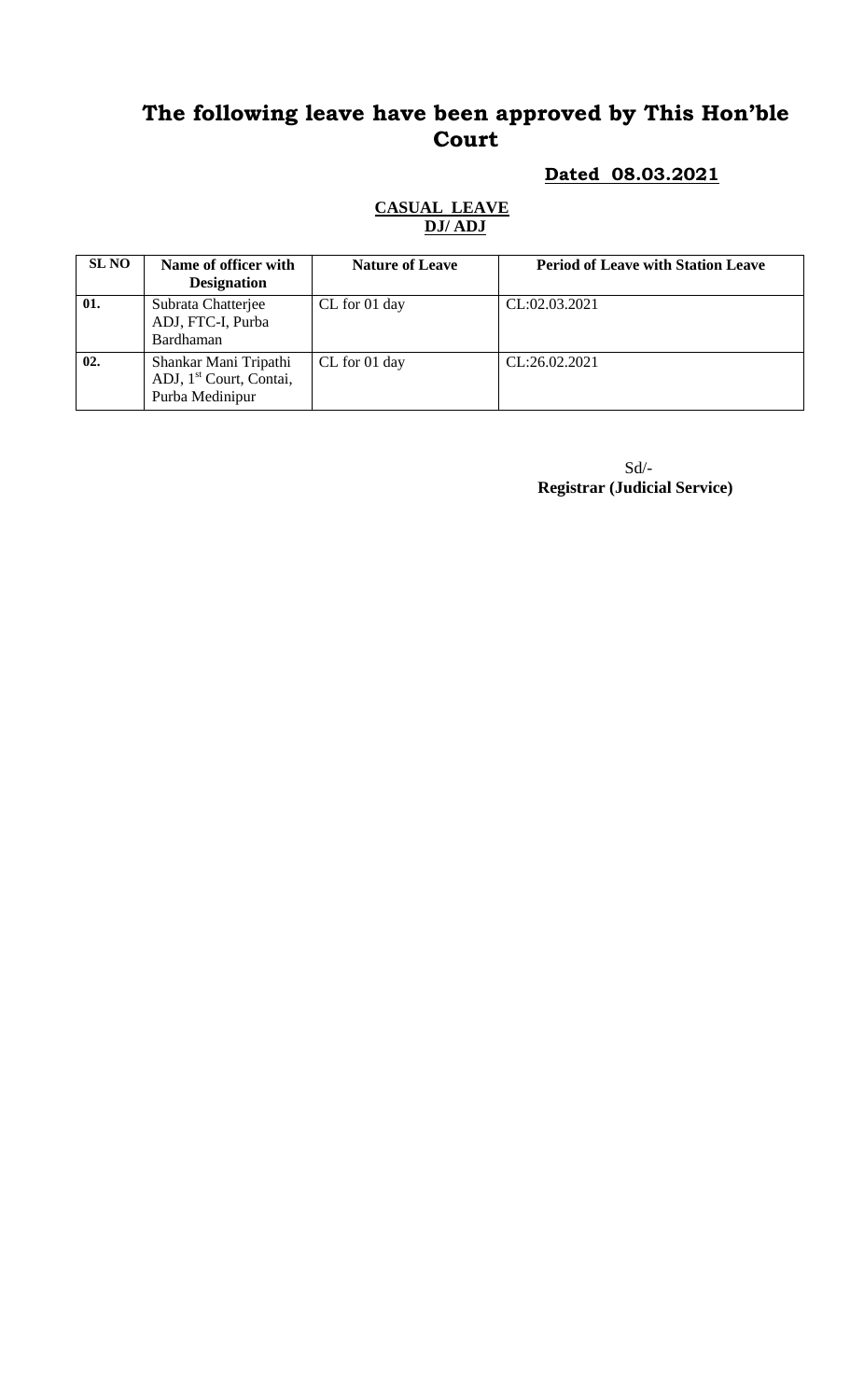# The following leave have been approved by This Hon'ble Court

**Dated 08.03.2021**

**CASUAL LEAVE**
**DJ/ ADJ**

| SL NO | Name of officer with Designation | Nature of Leave | Period of Leave with Station Leave |
|---|---|---|---|
| 01. | Subrata Chatterjee ADJ, FTC-I, Purba Bardhaman | CL for 01 day | CL:02.03.2021 |
| 02. | Shankar Mani Tripathi ADJ, 1st Court, Contai, Purba Medinipur | CL for 01 day | CL:26.02.2021 |

Sd/-
**Registrar (Judicial Service)**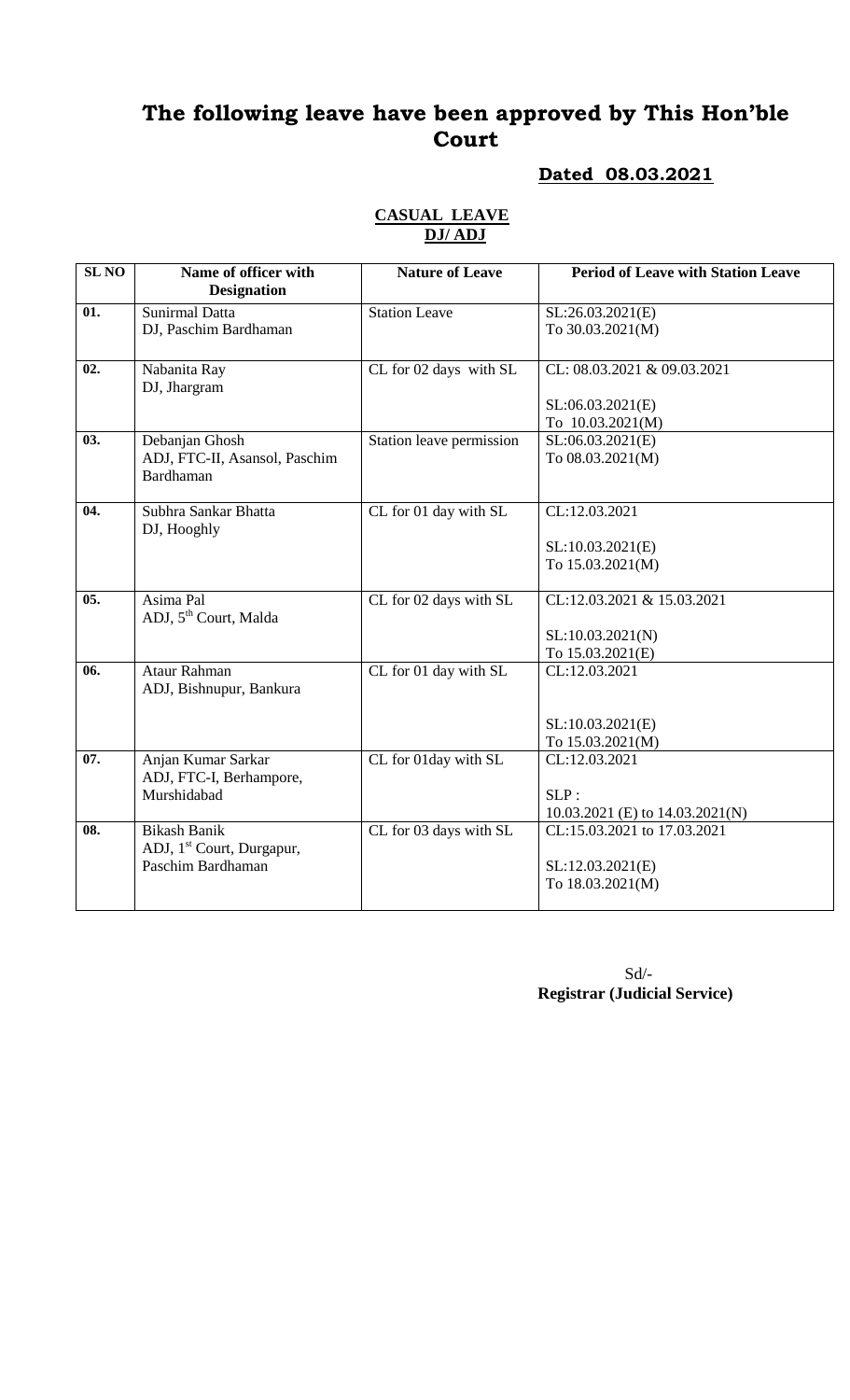# The following leave have been approved by This Hon'ble Court

**Dated 08.03.2021**

**CASUAL LEAVE**
**DJ/ ADJ**

| SL NO | Name of officer with Designation | Nature of Leave | Period of Leave with Station Leave |
|---|---|---|---|
| 01. | Sunirmal Datta<br>DJ, Paschim Bardhaman | Station Leave | SL:26.03.2021(E)<br>To 30.03.2021(M) |
| 02. | Nabanita Ray<br>DJ, Jhargram | CL for 02 days with SL | CL: 08.03.2021 & 09.03.2021<br><br>SL:06.03.2021(E)<br>To 10.03.2021(M) |
| 03. | Debanjan Ghosh<br>ADJ, FTC-II, Asansol, Paschim Bardhaman | Station leave permission | SL:06.03.2021(E)<br>To 08.03.2021(M) |
| 04. | Subhra Sankar Bhatta<br>DJ, Hooghly | CL for 01 day with SL | CL:12.03.2021<br><br>SL:10.03.2021(E)<br>To 15.03.2021(M) |
| 05. | Asima Pal<br>ADJ, 5th Court, Malda | CL for 02 days with SL | CL:12.03.2021 & 15.03.2021<br><br>SL:10.03.2021(N)<br>To 15.03.2021(E) |
| 06. | Ataur Rahman<br>ADJ, Bishnupur, Bankura | CL for 01 day with SL | CL:12.03.2021<br><br>SL:10.03.2021(E)<br>To 15.03.2021(M) |
| 07. | Anjan Kumar Sarkar<br>ADJ, FTC-I, Berhampore, Murshidabad | CL for 01day with SL | CL:12.03.2021<br><br>SLP :<br>10.03.2021 (E) to 14.03.2021(N) |
| 08. | Bikash Banik<br>ADJ, 1st Court, Durgapur, Paschim Bardhaman | CL for 03 days with SL | CL:15.03.2021 to 17.03.2021<br><br>SL:12.03.2021(E)<br>To 18.03.2021(M) |

Sd/-
**Registrar (Judicial Service)**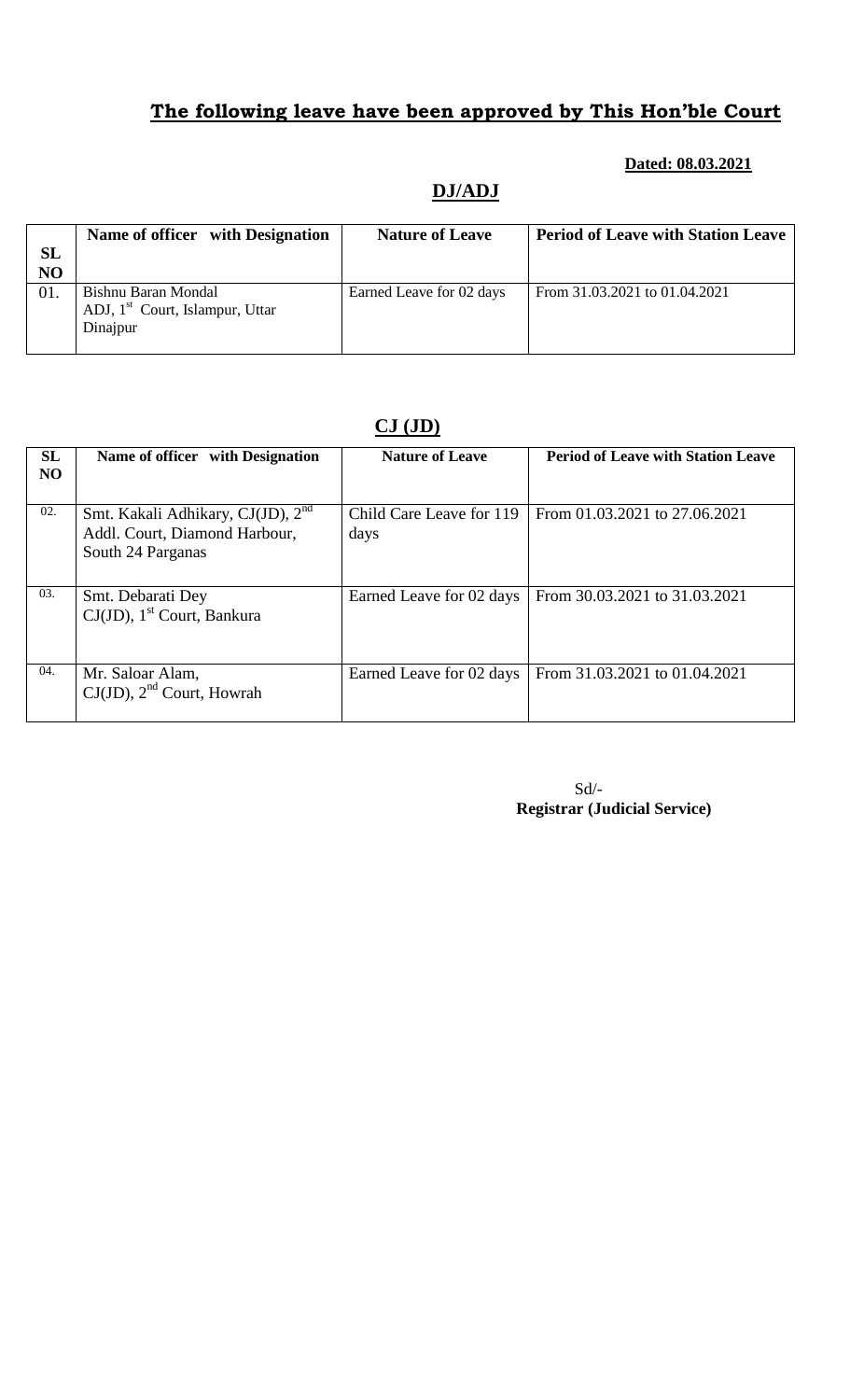## **The following leave have been approved by This Hon'ble Court**

**Dated: 08.03.2021**

### **DJ/ADJ**

| SL NO | Name of officer with Designation | Nature of Leave | Period of Leave with Station Leave |
|---|---|---|---|
| 01. | Bishnu Baran Mondal ADJ, 1st Court, Islampur, Uttar Dinajpur | Earned Leave for 02 days | From 31.03.2021 to 01.04.2021 |

### **CJ (JD)**

| SL NO | Name of officer with Designation | Nature of Leave | Period of Leave with Station Leave |
|---|---|---|---|
| 02. | Smt. Kakali Adhikary, CJ(JD), 2nd Addl. Court, Diamond Harbour, South 24 Parganas | Child Care Leave for 119 days | From 01.03.2021 to 27.06.2021 |
| 03. | Smt. Debarati Dey CJ(JD), 1st Court, Bankura | Earned Leave for 02 days | From 30.03.2021 to 31.03.2021 |
| 04. | Mr. Saloar Alam, CJ(JD), 2nd Court, Howrah | Earned Leave for 02 days | From 31.03.2021 to 01.04.2021 |

Sd/-
**Registrar (Judicial Service)**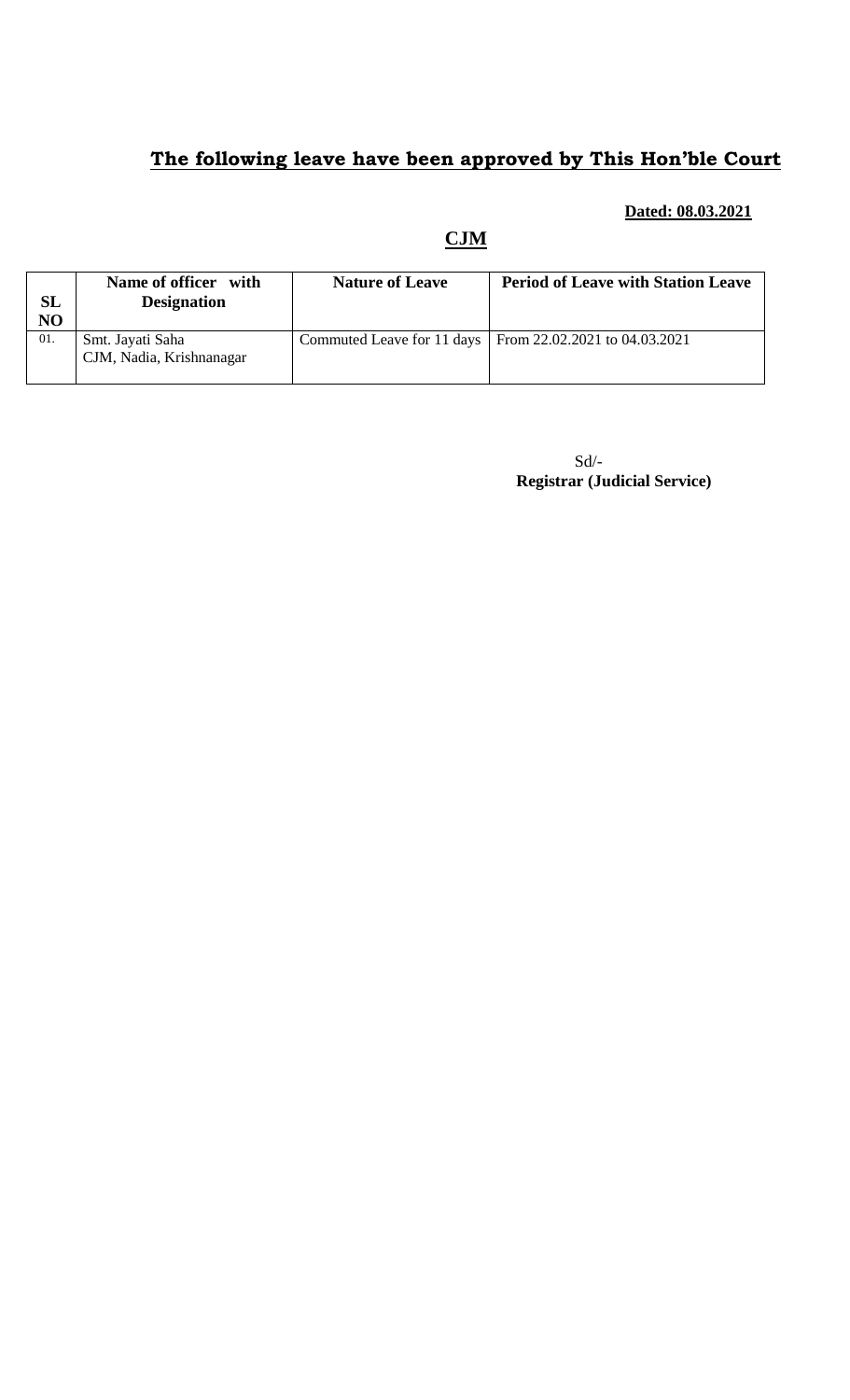# **The following leave have been approved by This Hon'ble Court**

**Dated: 08.03.2021**

## **CJM**

| SL NO | Name of officer with Designation | Nature of Leave | Period of Leave with Station Leave |
|---|---|---|---|
| 01. | Smt. Jayati Saha<br>CJM, Nadia, Krishnanagar | Commuted Leave for 11 days | From 22.02.2021 to 04.03.2021 |

Sd/-
**Registrar (Judicial Service)**